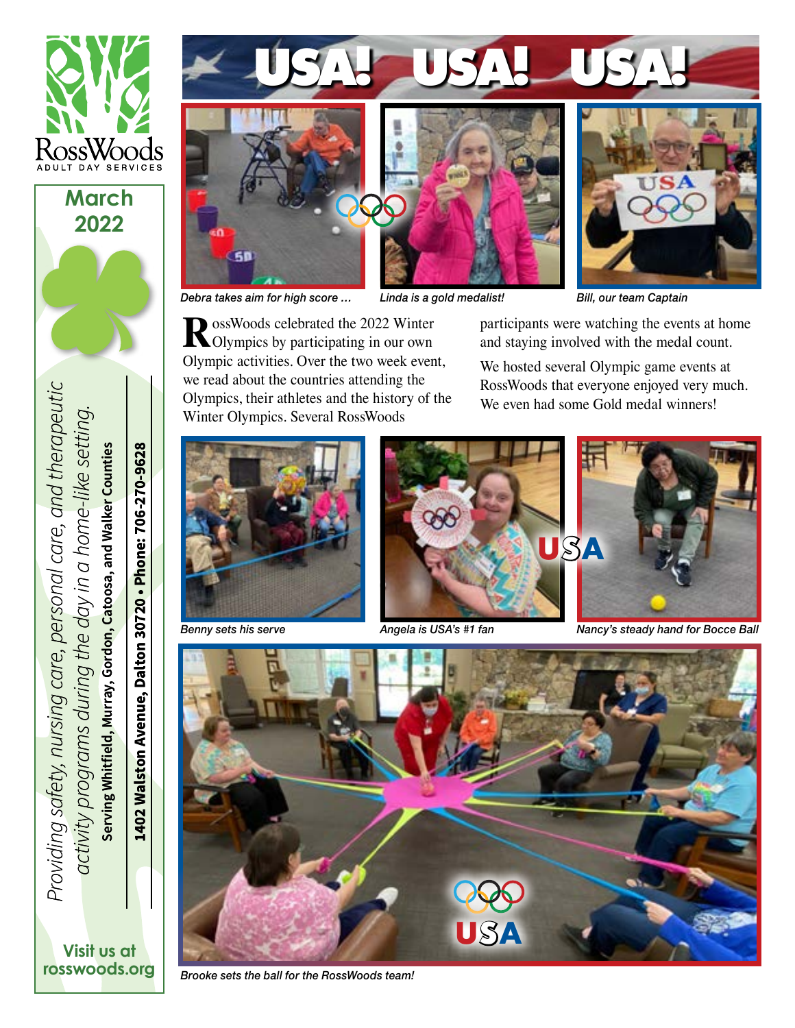RossWoods
ADULT DAY SERVICES

**March 2022**

*Providing safety, nursing care, personal care, and therapeutic activity programs during the day in a home-like setting.*

**Serving Whitfield, Murray, Gordon, Catoosa, and Walker Counties**

**1402 Walston Avenue, Dalton 30720 • Phone: 706-270-9628**

**Visit us at rosswoods.org**

# USA! USA! USA!

*Debra takes aim for high score …*

*Linda is a gold medalist!*

*Bill, our team Captain*

RossWoods celebrated the 2022 Winter Olympics by participating in our own Olympic activities. Over the two week event, we read about the countries attending the Olympics, their athletes and the history of the Winter Olympics. Several RossWoods participants were watching the events at home and staying involved with the medal count.

We hosted several Olympic game events at RossWoods that everyone enjoyed very much. We even had some Gold medal winners!

*Benny sets his serve*

*Angela is USA's #1 fan*

*Nancy's steady hand for Bocce Ball*

*Brooke sets the ball for the RossWoods team!*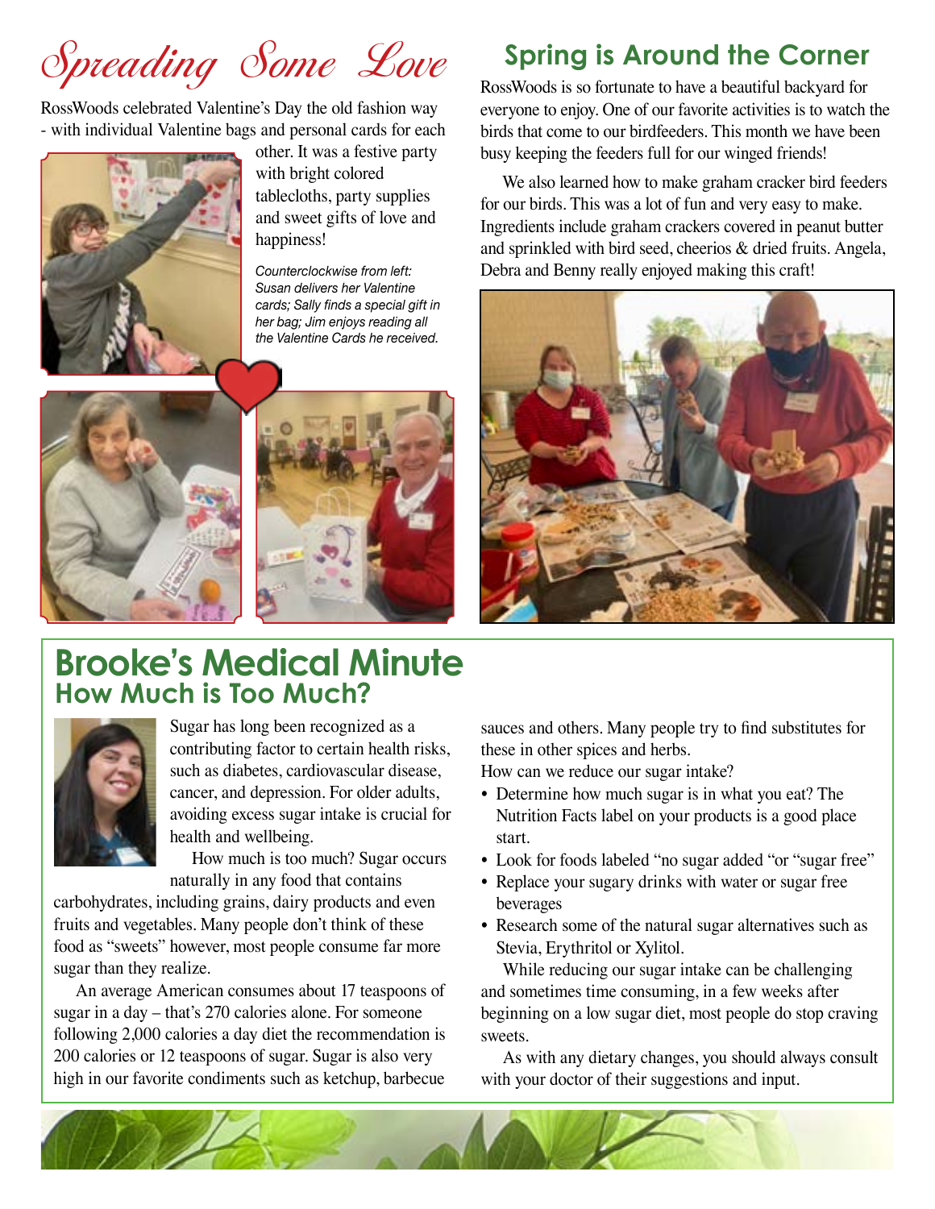# Spreading Some Love

RossWoods celebrated Valentine's Day the old fashion way - with individual Valentine bags and personal cards for each other. It was a festive party with bright colored tablecloths, party supplies and sweet gifts of love and happiness!

*Counterclockwise from left: Susan delivers her Valentine cards; Sally finds a special gift in her bag; Jim enjoys reading all the Valentine Cards he received.*

# Spring is Around the Corner

RossWoods is so fortunate to have a beautiful backyard for everyone to enjoy. One of our favorite activities is to watch the birds that come to our birdfeeders. This month we have been busy keeping the feeders full for our winged friends!

We also learned how to make graham cracker bird feeders for our birds. This was a lot of fun and very easy to make. Ingredients include graham crackers covered in peanut butter and sprinkled with bird seed, cheerios & dried fruits. Angela, Debra and Benny really enjoyed making this craft!

# Brooke's Medical Minute

## How Much is Too Much?

Sugar has long been recognized as a contributing factor to certain health risks, such as diabetes, cardiovascular disease, cancer, and depression. For older adults, avoiding excess sugar intake is crucial for health and wellbeing.

How much is too much? Sugar occurs naturally in any food that contains carbohydrates, including grains, dairy products and even fruits and vegetables. Many people don't think of these food as "sweets" however, most people consume far more sugar than they realize.

An average American consumes about 17 teaspoons of sugar in a day – that's 270 calories alone. For someone following 2,000 calories a day diet the recommendation is 200 calories or 12 teaspoons of sugar. Sugar is also very high in our favorite condiments such as ketchup, barbecue sauces and others. Many people try to find substitutes for these in other spices and herbs.

How can we reduce our sugar intake?

- Determine how much sugar is in what you eat? The Nutrition Facts label on your products is a good place start.
- Look for foods labeled "no sugar added "or "sugar free"
- Replace your sugary drinks with water or sugar free beverages
- Research some of the natural sugar alternatives such as Stevia, Erythritol or Xylitol.

While reducing our sugar intake can be challenging and sometimes time consuming, in a few weeks after beginning on a low sugar diet, most people do stop craving sweets.

As with any dietary changes, you should always consult with your doctor of their suggestions and input.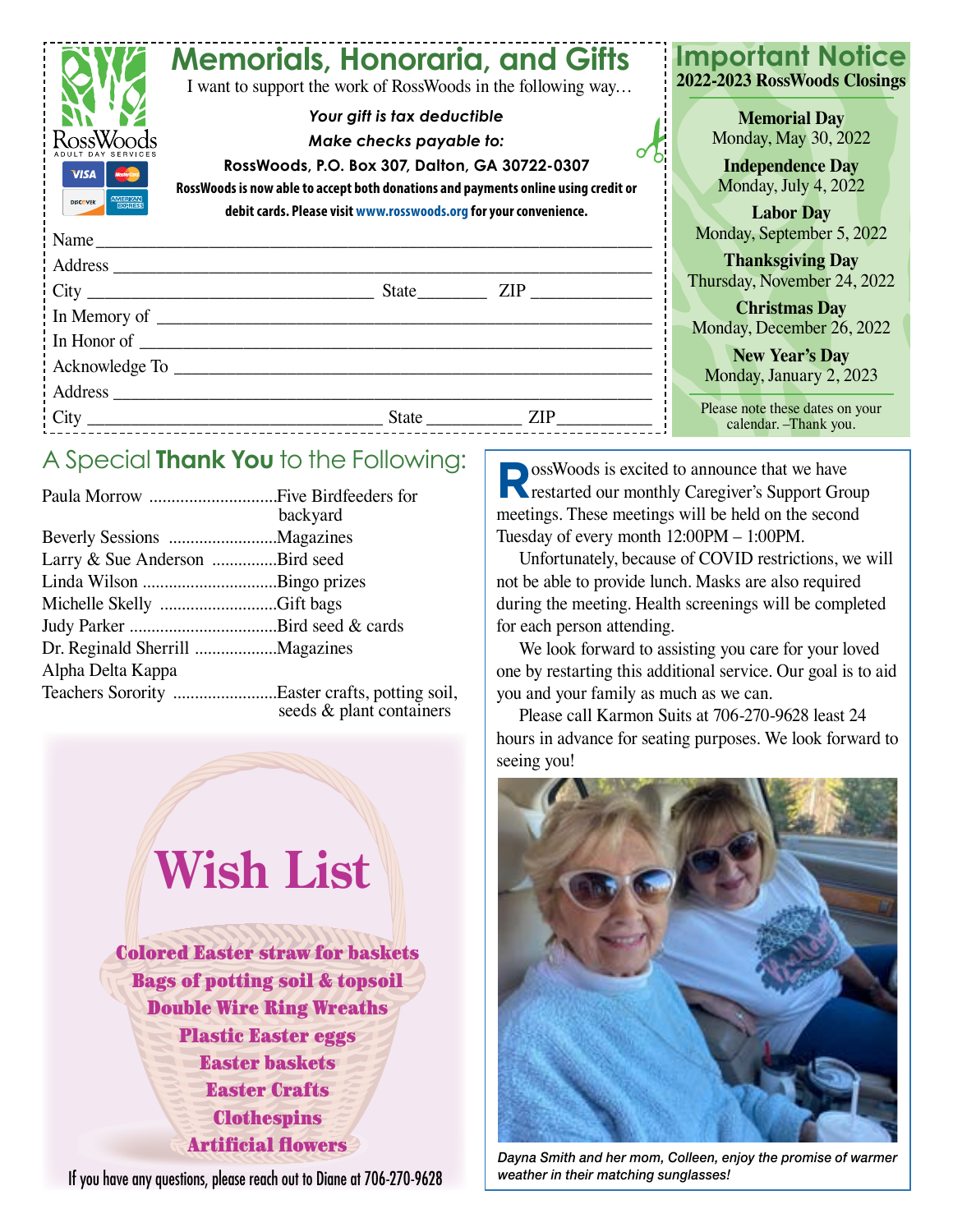## Memorials, Honoraria, and Gifts

I want to support the work of RossWoods in the following way…

*Your gift is tax deductible*

*Make checks payable to:*

**RossWoods, P.O. Box 307, Dalton, GA 30722-0307**

**RossWoods is now able to accept both donations and payments online using credit or debit cards. Please visit www.rosswoods.org for your convenience.**

Name ____________________________________________

Address ____________________________________________

City ______________________ State ________ ZIP ____________

In Memory of ____________________________________________

In Honor of ____________________________________________

Acknowledge To ____________________________________________

Address ____________________________________________

City ______________________ State ________ ZIP ____________

## Important Notice

**2022-2023 RossWoods Closings**

**Memorial Day**
Monday, May 30, 2022

**Independence Day**
Monday, July 4, 2022

**Labor Day**
Monday, September 5, 2022

**Thanksgiving Day**
Thursday, November 24, 2022

**Christmas Day**
Monday, December 26, 2022

**New Year's Day**
Monday, January 2, 2023

Please note these dates on your calendar. –Thank you.

## A Special **Thank You** to the Following:

| | |
|---|---|
| Paula Morrow | Five Birdfeeders for backyard |
| Beverly Sessions | Magazines |
| Larry & Sue Anderson | Bird seed |
| Linda Wilson | Bingo prizes |
| Michelle Skelly | Gift bags |
| Judy Parker | Bird seed & cards |
| Dr. Reginald Sherrill | Magazines |
| Alpha Delta Kappa Teachers Sorority | Easter crafts, potting soil, seeds & plant containers |

## Wish List

- Colored Easter straw for baskets
- Bags of potting soil & topsoil
- Double Wire Ring Wreaths
- Plastic Easter eggs
- Easter baskets
- Easter Crafts
- Clothespins
- Artificial flowers

If you have any questions, please reach out to Diane at 706-270-9628

RossWoods is excited to announce that we have restarted our monthly Caregiver's Support Group meetings. These meetings will be held on the second Tuesday of every month 12:00PM – 1:00PM.

Unfortunately, because of COVID restrictions, we will not be able to provide lunch. Masks are also required during the meeting. Health screenings will be completed for each person attending.

We look forward to assisting you care for your loved one by restarting this additional service. Our goal is to aid you and your family as much as we can.

Please call Karmon Suits at 706-270-9628 least 24 hours in advance for seating purposes. We look forward to seeing you!

*Dayna Smith and her mom, Colleen, enjoy the promise of warmer weather in their matching sunglasses!*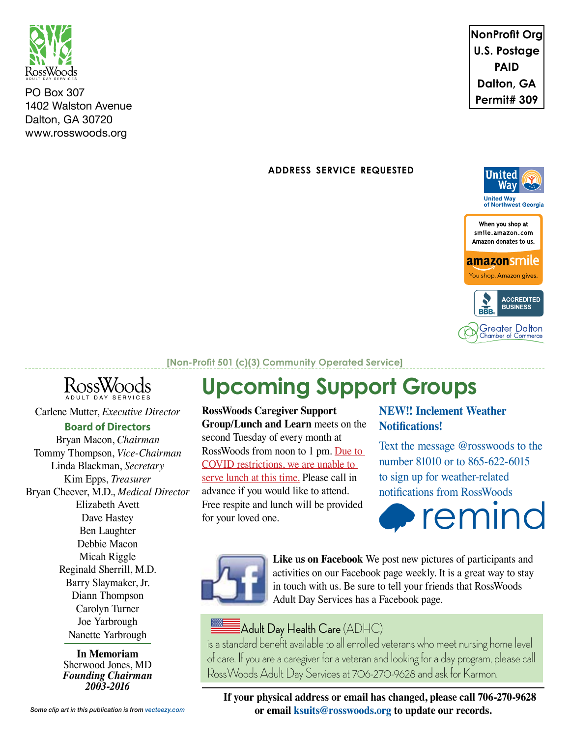RossWoods
ADULT DAY SERVICES

PO Box 307
1402 Walston Avenue
Dalton, GA 30720
www.rosswoods.org

NonProfit Org
U.S. Postage
PAID
Dalton, GA
Permit# 309

**ADDRESS SERVICE REQUESTED**

United Way
United Way of Northwest Georgia

When you shop at smile.amazon.com Amazon donates to us.
amazonsmile
You shop. Amazon gives.

BBB ACCREDITED BUSINESS

Greater Dalton Chamber of Commerce

[Non-Profit 501 (c)(3) Community Operated Service]

RossWoods
ADULT DAY SERVICES

Carlene Mutter, *Executive Director*

**Board of Directors**

Bryan Macon, *Chairman*
Tommy Thompson, *Vice-Chairman*
Linda Blackman, *Secretary*
Kim Epps, *Treasurer*
Bryan Cheever, M.D., *Medical Director*
Elizabeth Avett
Dave Hastey
Ben Laughter
Debbie Macon
Micah Riggle
Reginald Sherrill, M.D.
Barry Slaymaker, Jr.
Diann Thompson
Carolyn Turner
Joe Yarbrough
Nanette Yarbrough

**In Memoriam**
Sherwood Jones, MD
***Founding Chairman***
***2003-2016***

*Some clip art in this publication is from vecteezy.com*

# Upcoming Support Groups

**RossWoods Caregiver Support Group/Lunch and Learn** meets on the second Tuesday of every month at RossWoods from noon to 1 pm. Due to COVID restrictions, we are unable to serve lunch at this time. Please call in advance if you would like to attend. Free respite and lunch will be provided for your loved one.

**NEW!! Inclement Weather Notifications!**

Text the message @rosswoods to the number 81010 or to 865-622-6015 to sign up for weather-related notifications from RossWoods

remind

**Like us on Facebook** We post new pictures of participants and activities on our Facebook page weekly. It is a great way to stay in touch with us. Be sure to tell your friends that RossWoods Adult Day Services has a Facebook page.

**Adult Day Health Care (ADHC)**
is a standard benefit available to all enrolled veterans who meet nursing home level of care. If you are a caregiver for a veteran and looking for a day program, please call RossWoods Adult Day Services at 706-270-9628 and ask for Karmon.

**If your physical address or email has changed, please call 706-270-9628 or email ksuits@rosswoods.org to update our records.**